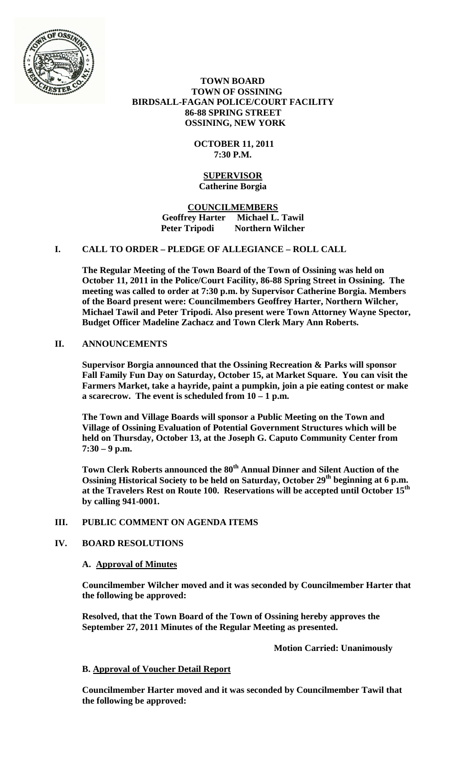# TOWN BOARD
## TOWN OF OSSINING
## BIRDSALL-FAGAN POLICE/COURT FACILITY
## 86-88 SPRING STREET
## OSSINING, NEW YORK

**OCTOBER 11, 2011**
**7:30 P.M.**

**SUPERVISOR**
**Catherine Borgia**

**COUNCILMEMBERS**
**Geoffrey Harter Michael L. Tawil**
**Peter Tripodi Northern Wilcher**

## I. CALL TO ORDER – PLEDGE OF ALLEGIANCE – ROLL CALL

**The Regular Meeting of the Town Board of the Town of Ossining was held on October 11, 2011 in the Police/Court Facility, 86-88 Spring Street in Ossining. The meeting was called to order at 7:30 p.m. by Supervisor Catherine Borgia. Members of the Board present were: Councilmembers Geoffrey Harter, Northern Wilcher, Michael Tawil and Peter Tripodi. Also present were Town Attorney Wayne Spector, Budget Officer Madeline Zachacz and Town Clerk Mary Ann Roberts.**

## II. ANNOUNCEMENTS

**Supervisor Borgia announced that the Ossining Recreation & Parks will sponsor Fall Family Fun Day on Saturday, October 15, at Market Square. You can visit the Farmers Market, take a hayride, paint a pumpkin, join a pie eating contest or make a scarecrow. The event is scheduled from 10 – 1 p.m.**

**The Town and Village Boards will sponsor a Public Meeting on the Town and Village of Ossining Evaluation of Potential Government Structures which will be held on Thursday, October 13, at the Joseph G. Caputo Community Center from 7:30 – 9 p.m.**

**Town Clerk Roberts announced the 80th Annual Dinner and Silent Auction of the Ossining Historical Society to be held on Saturday, October 29th beginning at 6 p.m. at the Travelers Rest on Route 100. Reservations will be accepted until October 15th by calling 941-0001.**

## III. PUBLIC COMMENT ON AGENDA ITEMS

## IV. BOARD RESOLUTIONS

### A. Approval of Minutes

**Councilmember Wilcher moved and it was seconded by Councilmember Harter that the following be approved:**

**Resolved, that the Town Board of the Town of Ossining hereby approves the September 27, 2011 Minutes of the Regular Meeting as presented.**

**Motion Carried: Unanimously**

### B. Approval of Voucher Detail Report

**Councilmember Harter moved and it was seconded by Councilmember Tawil that the following be approved:**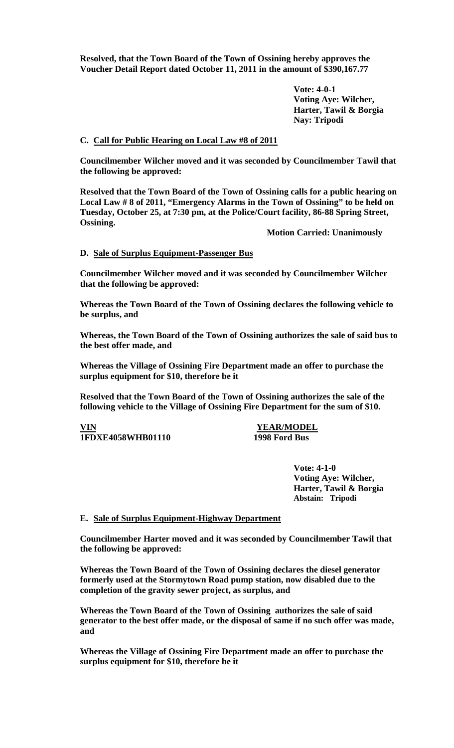**Resolved, that the Town Board of the Town of Ossining hereby approves the Voucher Detail Report dated October 11, 2011 in the amount of $390,167.77**

**Vote: 4-0-1**
**Voting Aye: Wilcher, Harter, Tawil & Borgia**
**Nay: Tripodi**

**C. <u>Call for Public Hearing on Local Law #8 of 2011</u>**

**Councilmember Wilcher moved and it was seconded by Councilmember Tawil that the following be approved:**

**Resolved that the Town Board of the Town of Ossining calls for a public hearing on Local Law # 8 of 2011, "Emergency Alarms in the Town of Ossining" to be held on Tuesday, October 25, at 7:30 pm, at the Police/Court facility, 86-88 Spring Street, Ossining.**

**Motion Carried: Unanimously**

**D. <u>Sale of Surplus Equipment-Passenger Bus</u>**

**Councilmember Wilcher moved and it was seconded by Councilmember Wilcher that the following be approved:**

**Whereas the Town Board of the Town of Ossining declares the following vehicle to be surplus, and**

**Whereas, the Town Board of the Town of Ossining authorizes the sale of said bus to the best offer made, and**

**Whereas the Village of Ossining Fire Department made an offer to purchase the surplus equipment for $10, therefore be it**

**Resolved that the Town Board of the Town of Ossining authorizes the sale of the following vehicle to the Village of Ossining Fire Department for the sum of $10.**

| VIN | YEAR/MODEL |
|---|---|
| **1FDXE4058WHB01110** | **1998 Ford Bus** |

**Vote: 4-1-0**
**Voting Aye: Wilcher, Harter, Tawil & Borgia**
**Abstain: Tripodi**

**E. <u>Sale of Surplus Equipment-Highway Department</u>**

**Councilmember Harter moved and it was seconded by Councilmember Tawil that the following be approved:**

**Whereas the Town Board of the Town of Ossining declares the diesel generator formerly used at the Stormytown Road pump station, now disabled due to the completion of the gravity sewer project, as surplus, and**

**Whereas the Town Board of the Town of Ossining authorizes the sale of said generator to the best offer made, or the disposal of same if no such offer was made, and**

**Whereas the Village of Ossining Fire Department made an offer to purchase the surplus equipment for $10, therefore be it**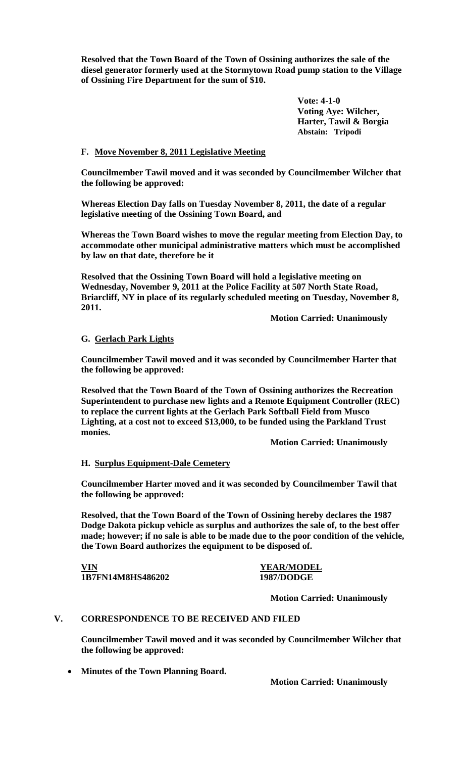**Resolved that the Town Board of the Town of Ossining authorizes the sale of the diesel generator formerly used at the Stormytown Road pump station to the Village of Ossining Fire Department for the sum of $10.**

**Vote: 4-1-0**
**Voting Aye: Wilcher, Harter, Tawil & Borgia**
**Abstain: Tripodi**

**F. Move November 8, 2011 Legislative Meeting**

**Councilmember Tawil moved and it was seconded by Councilmember Wilcher that the following be approved:**

**Whereas Election Day falls on Tuesday November 8, 2011, the date of a regular legislative meeting of the Ossining Town Board, and**

**Whereas the Town Board wishes to move the regular meeting from Election Day, to accommodate other municipal administrative matters which must be accomplished by law on that date, therefore be it**

**Resolved that the Ossining Town Board will hold a legislative meeting on Wednesday, November 9, 2011 at the Police Facility at 507 North State Road, Briarcliff, NY in place of its regularly scheduled meeting on Tuesday, November 8, 2011.**

**Motion Carried: Unanimously**

**G. Gerlach Park Lights**

**Councilmember Tawil moved and it was seconded by Councilmember Harter that the following be approved:**

**Resolved that the Town Board of the Town of Ossining authorizes the Recreation Superintendent to purchase new lights and a Remote Equipment Controller (REC) to replace the current lights at the Gerlach Park Softball Field from Musco Lighting, at a cost not to exceed $13,000, to be funded using the Parkland Trust monies.**

**Motion Carried: Unanimously**

**H. Surplus Equipment-Dale Cemetery**

**Councilmember Harter moved and it was seconded by Councilmember Tawil that the following be approved:**

**Resolved, that the Town Board of the Town of Ossining hereby declares the 1987 Dodge Dakota pickup vehicle as surplus and authorizes the sale of, to the best offer made; however; if no sale is able to be made due to the poor condition of the vehicle, the Town Board authorizes the equipment to be disposed of.**

| VIN | YEAR/MODEL |
| --- | --- |
| 1B7FN14M8HS486202 | 1987/DODGE |

**Motion Carried: Unanimously**

**V. CORRESPONDENCE TO BE RECEIVED AND FILED**

**Councilmember Tawil moved and it was seconded by Councilmember Wilcher that the following be approved:**

- **Minutes of the Town Planning Board.**

**Motion Carried: Unanimously**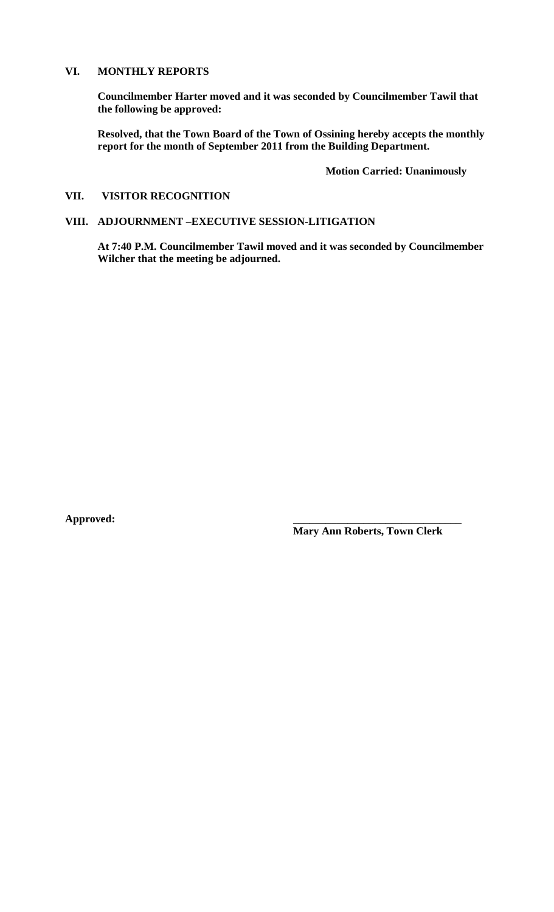## VI. MONTHLY REPORTS

**Councilmember Harter moved and it was seconded by Councilmember Tawil that the following be approved:**

**Resolved, that the Town Board of the Town of Ossining hereby accepts the monthly report for the month of September 2011 from the Building Department.**

**Motion Carried: Unanimously**

## VII. VISITOR RECOGNITION

## VIII. ADJOURNMENT –EXECUTIVE SESSION-LITIGATION

**At 7:40 P.M. Councilmember Tawil moved and it was seconded by Councilmember Wilcher that the meeting be adjourned.**

**Approved:** \_\_\_\_\_\_\_\_\_\_\_\_\_\_\_\_\_\_\_\_\_\_\_\_\_\_\_\_\_\_\_

**Mary Ann Roberts, Town Clerk**